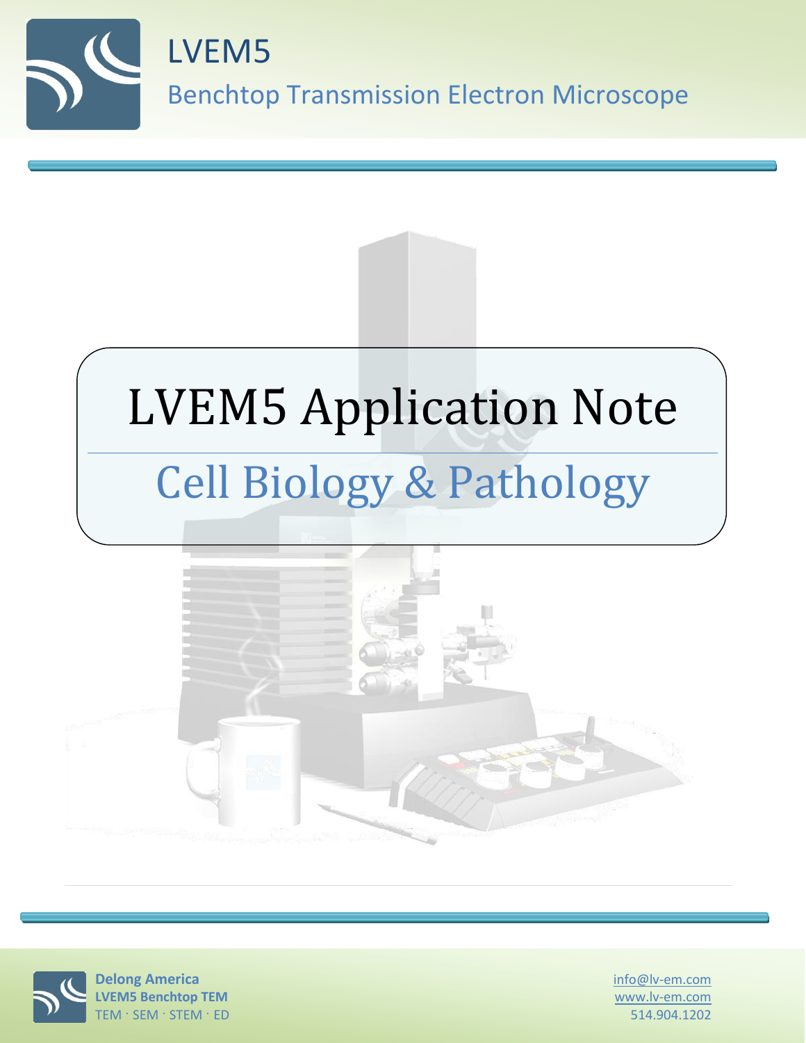# LVEM5

## Benchtop Transmission Electron Microscope

# LVEM5 Application Note

## Cell Biology & Pathology

**Delong America**
**LVEM5 Benchtop TEM**
TEM · SEM · STEM · ED

info@lv-em.com
www.lv-em.com
514.904.1202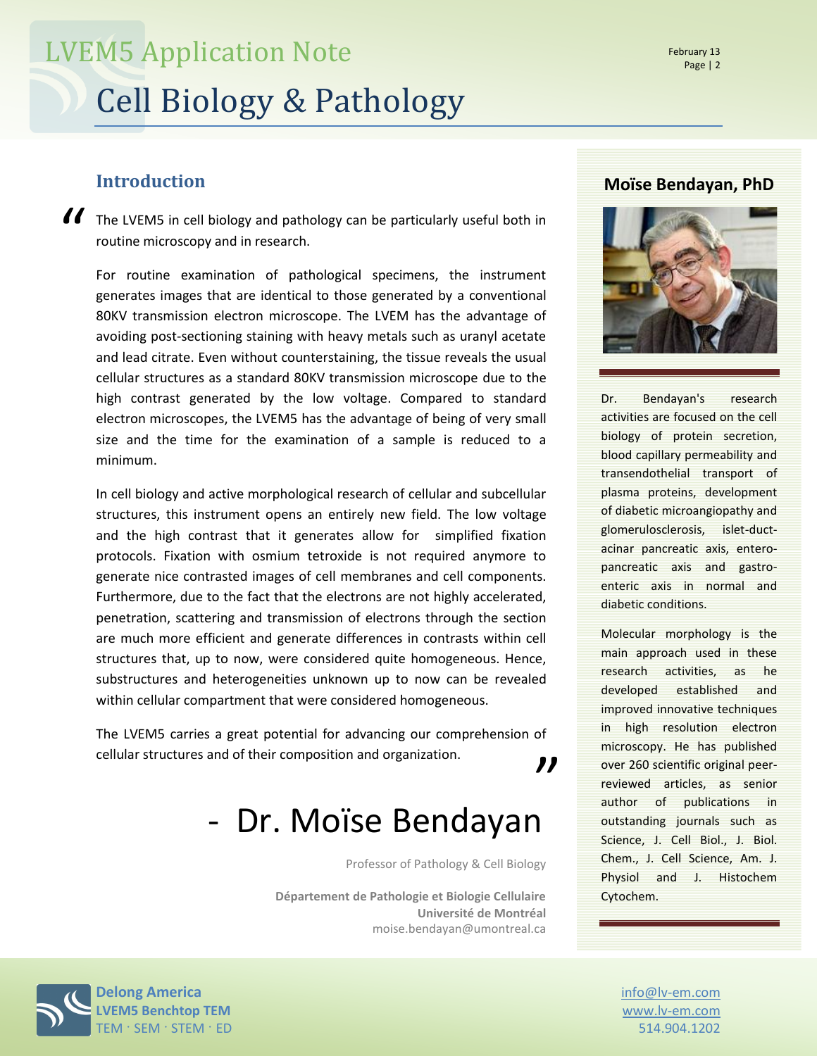# LVEM5 Application Note

## Cell Biology & Pathology

### Introduction

"The LVEM5 in cell biology and pathology can be particularly useful both in routine microscopy and in research.

For routine examination of pathological specimens, the instrument generates images that are identical to those generated by a conventional 80KV transmission electron microscope. The LVEM has the advantage of avoiding post-sectioning staining with heavy metals such as uranyl acetate and lead citrate. Even without counterstaining, the tissue reveals the usual cellular structures as a standard 80KV transmission microscope due to the high contrast generated by the low voltage. Compared to standard electron microscopes, the LVEM5 has the advantage of being of very small size and the time for the examination of a sample is reduced to a minimum.

In cell biology and active morphological research of cellular and subcellular structures, this instrument opens an entirely new field. The low voltage and the high contrast that it generates allow for simplified fixation protocols. Fixation with osmium tetroxide is not required anymore to generate nice contrasted images of cell membranes and cell components. Furthermore, due to the fact that the electrons are not highly accelerated, penetration, scattering and transmission of electrons through the section are much more efficient and generate differences in contrasts within cell structures that, up to now, were considered quite homogeneous. Hence, substructures and heterogeneities unknown up to now can be revealed within cellular compartment that were considered homogeneous.

The LVEM5 carries a great potential for advancing our comprehension of cellular structures and of their composition and organization."

- Dr. Moïse Bendayan

Professor of Pathology & Cell Biology

**Département de Pathologie et Biologie Cellulaire**
**Université de Montréal**
moise.bendayan@umontreal.ca

### Moïse Bendayan, PhD

Dr. Bendayan's research activities are focused on the cell biology of protein secretion, blood capillary permeability and transendothelial transport of plasma proteins, development of diabetic microangiopathy and glomerulosclerosis, islet-duct-acinar pancreatic axis, entero-pancreatic axis and gastro-enteric axis in normal and diabetic conditions.

Molecular morphology is the main approach used in these research activities, as he developed established and improved innovative techniques in high resolution electron microscopy. He has published over 260 scientific original peer-reviewed articles, as senior author of publications in outstanding journals such as Science, J. Cell Biol., J. Biol. Chem., J. Cell Science, Am. J. Physiol and J. Histochem Cytochem.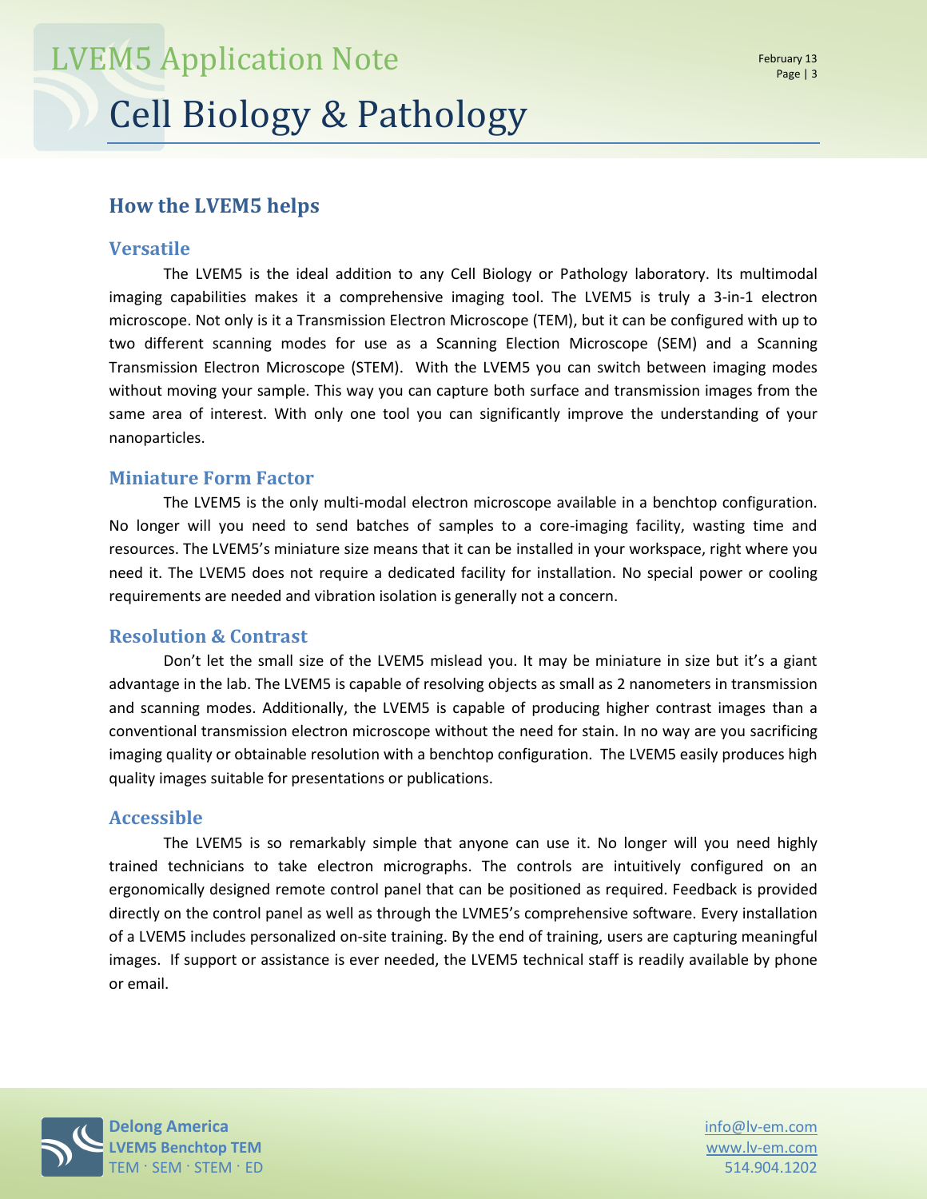## How the LVEM5 helps

### Versatile

The LVEM5 is the ideal addition to any Cell Biology or Pathology laboratory. Its multimodal imaging capabilities makes it a comprehensive imaging tool. The LVEM5 is truly a 3-in-1 electron microscope. Not only is it a Transmission Electron Microscope (TEM), but it can be configured with up to two different scanning modes for use as a Scanning Election Microscope (SEM) and a Scanning Transmission Electron Microscope (STEM). With the LVEM5 you can switch between imaging modes without moving your sample. This way you can capture both surface and transmission images from the same area of interest. With only one tool you can significantly improve the understanding of your nanoparticles.

### Miniature Form Factor

The LVEM5 is the only multi-modal electron microscope available in a benchtop configuration. No longer will you need to send batches of samples to a core-imaging facility, wasting time and resources. The LVEM5's miniature size means that it can be installed in your workspace, right where you need it. The LVEM5 does not require a dedicated facility for installation. No special power or cooling requirements are needed and vibration isolation is generally not a concern.

### Resolution & Contrast

Don't let the small size of the LVEM5 mislead you. It may be miniature in size but it's a giant advantage in the lab. The LVEM5 is capable of resolving objects as small as 2 nanometers in transmission and scanning modes. Additionally, the LVEM5 is capable of producing higher contrast images than a conventional transmission electron microscope without the need for stain. In no way are you sacrificing imaging quality or obtainable resolution with a benchtop configuration. The LVEM5 easily produces high quality images suitable for presentations or publications.

### Accessible

The LVEM5 is so remarkably simple that anyone can use it. No longer will you need highly trained technicians to take electron micrographs. The controls are intuitively configured on an ergonomically designed remote control panel that can be positioned as required. Feedback is provided directly on the control panel as well as through the LVME5's comprehensive software. Every installation of a LVEM5 includes personalized on-site training. By the end of training, users are capturing meaningful images. If support or assistance is ever needed, the LVEM5 technical staff is readily available by phone or email.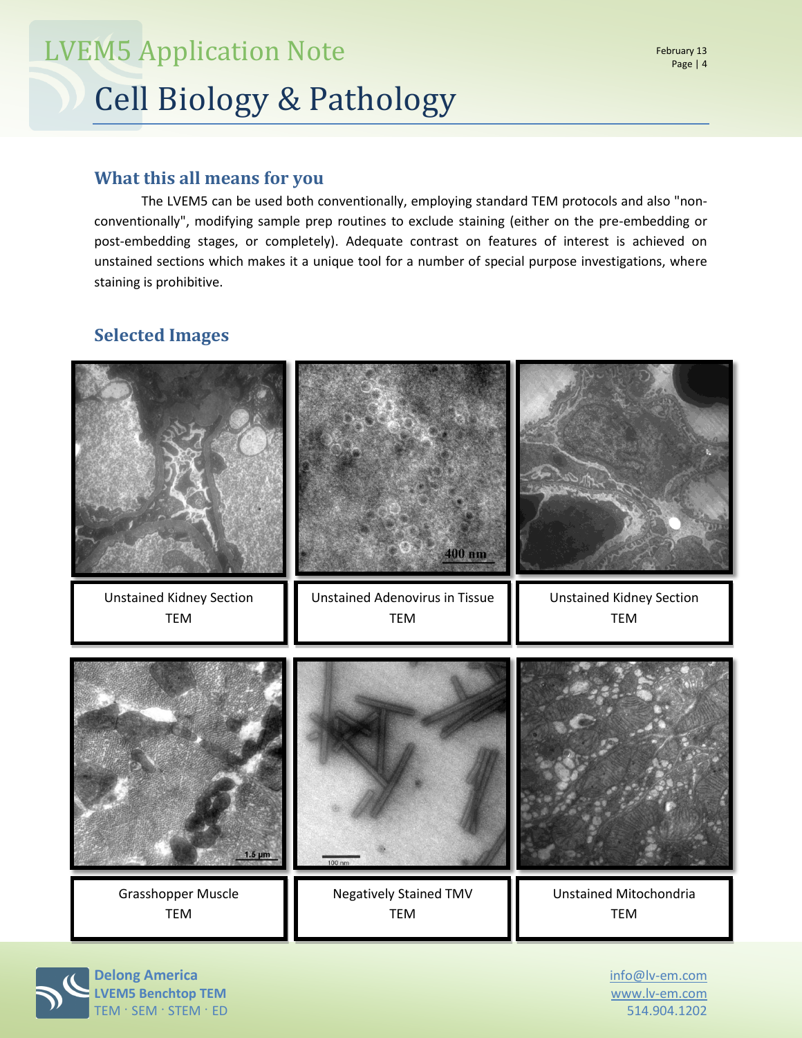## What this all means for you

The LVEM5 can be used both conventionally, employing standard TEM protocols and also "non-conventionally", modifying sample prep routines to exclude staining (either on the pre-embedding or post-embedding stages, or completely). Adequate contrast on features of interest is achieved on unstained sections which makes it a unique tool for a number of special purpose investigations, where staining is prohibitive.

## Selected Images

Unstained Kidney Section
TEM

Unstained Adenovirus in Tissue
TEM

Unstained Kidney Section
TEM

Grasshopper Muscle
TEM

Negatively Stained TMV
TEM

Unstained Mitochondria
TEM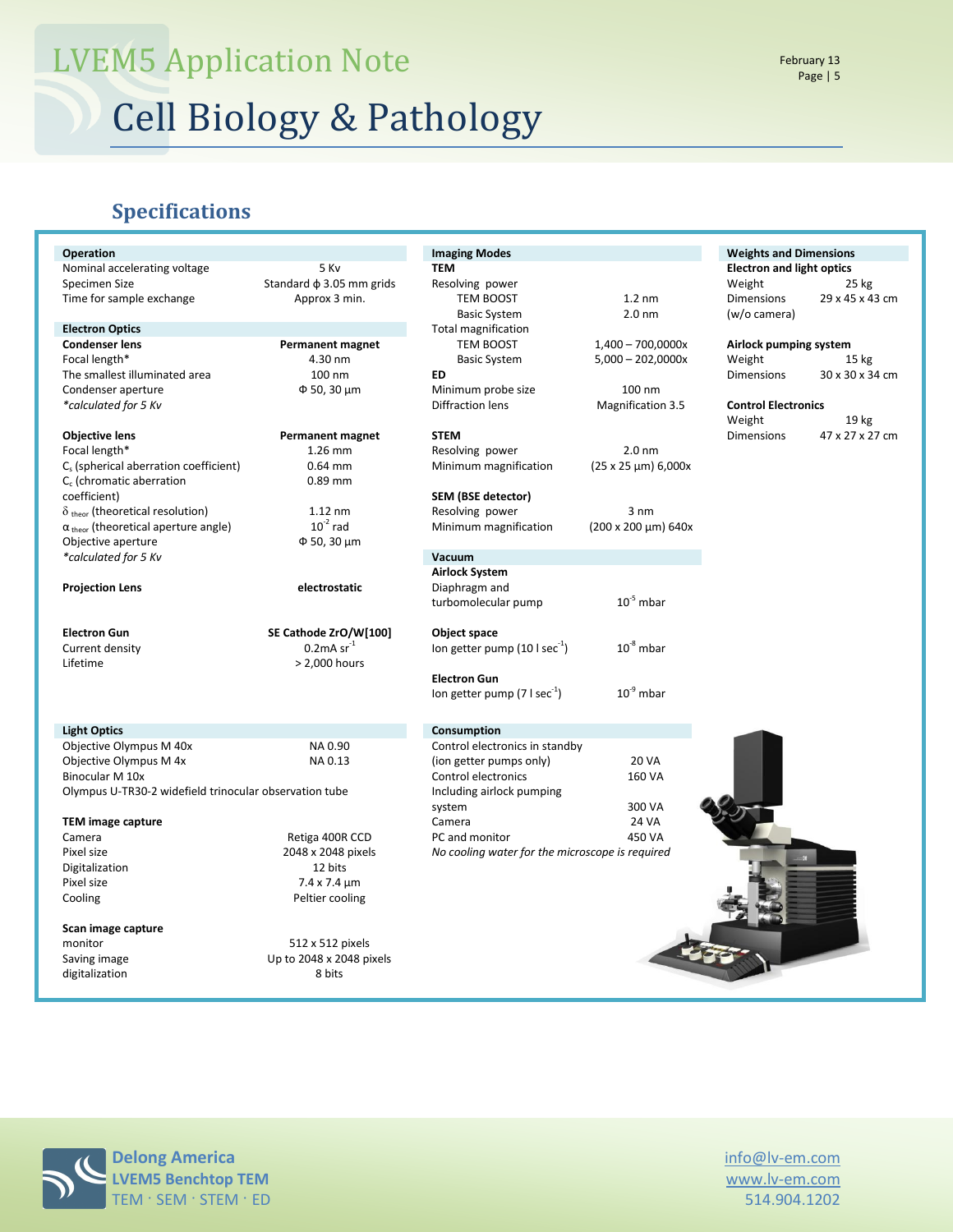# Cell Biology & Pathology

## Specifications

### Operation

| | |
|---|---|
| Nominal accelerating voltage | 5 Kv |
| Specimen Size | Standard ϕ 3.05 mm grids |
| Time for sample exchange | Approx 3 min. |

### Electron Optics

| **Condenser lens** | **Permanent magnet** |
|---|---|
| Focal length* | 4.30 nm |
| The smallest illuminated area | 100 nm |
| Condenser aperture | Φ 50, 30 µm |
| *\*calculated for 5 Kv* | |

| **Objective lens** | **Permanent magnet** |
|---|---|
| Focal length* | 1.26 mm |
| $C_s$ (spherical aberration coefficient) | 0.64 mm |
| $C_c$ (chromatic aberration coefficient) | 0.89 mm |
| $\delta_{theor}$ (theoretical resolution) | 1.12 nm |
| $\alpha_{theor}$ (theoretical aperture angle) | $10^{-2}$ rad |
| Objective aperture | Φ 50, 30 µm |
| *\*calculated for 5 Kv* | |

| **Projection Lens** | **electrostatic** |
|---|---|

| **Electron Gun** | **SE Cathode ZrO/W[100]** |
|---|---|
| Current density | 0.2mA $sr^{-1}$ |
| Lifetime | > 2,000 hours |

### Light Optics

| | |
|---|---|
| Objective Olympus M 40x | NA 0.90 |
| Objective Olympus M 4x | NA 0.13 |
| Binocular M 10x | |
| Olympus U-TR30-2 widefield trinocular observation tube | |

| **TEM image capture** | |
|---|---|
| Camera | Retiga 400R CCD |
| Pixel size | 2048 x 2048 pixels |
| Digitalization | 12 bits |
| Pixel size | 7.4 x 7.4 µm |
| Cooling | Peltier cooling |

| **Scan image capture** | |
|---|---|
| monitor | 512 x 512 pixels |
| Saving image | Up to 2048 x 2048 pixels |
| digitalization | 8 bits |

### Imaging Modes

| **TEM** | |
|---|---|
| Resolving power | |
| TEM BOOST | 1.2 nm |
| Basic System | 2.0 nm |
| Total magnification | |
| TEM BOOST | 1,400 – 700,0000x |
| Basic System | 5,000 – 202,0000x |

| **ED** | |
|---|---|
| Minimum probe size | 100 nm |
| Diffraction lens | Magnification 3.5 |

| **STEM** | |
|---|---|
| Resolving power | 2.0 nm |
| Minimum magnification | (25 x 25 µm) 6,000x |

| **SEM (BSE detector)** | |
|---|---|
| Resolving power | 3 nm |
| Minimum magnification | (200 x 200 µm) 640x |

### Vacuum

| | |
|---|---|
| **Airlock System** | |
| Diaphragm and turbomolecular pump | $10^{-5}$ mbar |
| **Object space** | |
| Ion getter pump (10 l $sec^{-1}$) | $10^{-8}$ mbar |
| **Electron Gun** | |
| Ion getter pump (7 l $sec^{-1}$) | $10^{-9}$ mbar |

### Consumption

| | |
|---|---|
| Control electronics in standby (ion getter pumps only) | 20 VA |
| Control electronics | 160 VA |
| Including airlock pumping system | 300 VA |
| Camera | 24 VA |
| PC and monitor | 450 VA |

*No cooling water for the microscope is required*

### Weights and Dimensions

| **Electron and light optics** | |
|---|---|
| Weight | 25 kg |
| Dimensions (w/o camera) | 29 x 45 x 43 cm |

| **Airlock pumping system** | |
|---|---|
| Weight | 15 kg |
| Dimensions | 30 x 30 x 34 cm |

| **Control Electronics** | |
|---|---|
| Weight | 19 kg |
| Dimensions | 47 x 27 x 27 cm |

**Delong America**
**LVEM5 Benchtop TEM**
TEM · SEM · STEM · ED

info@lv-em.com
www.lv-em.com
514.904.1202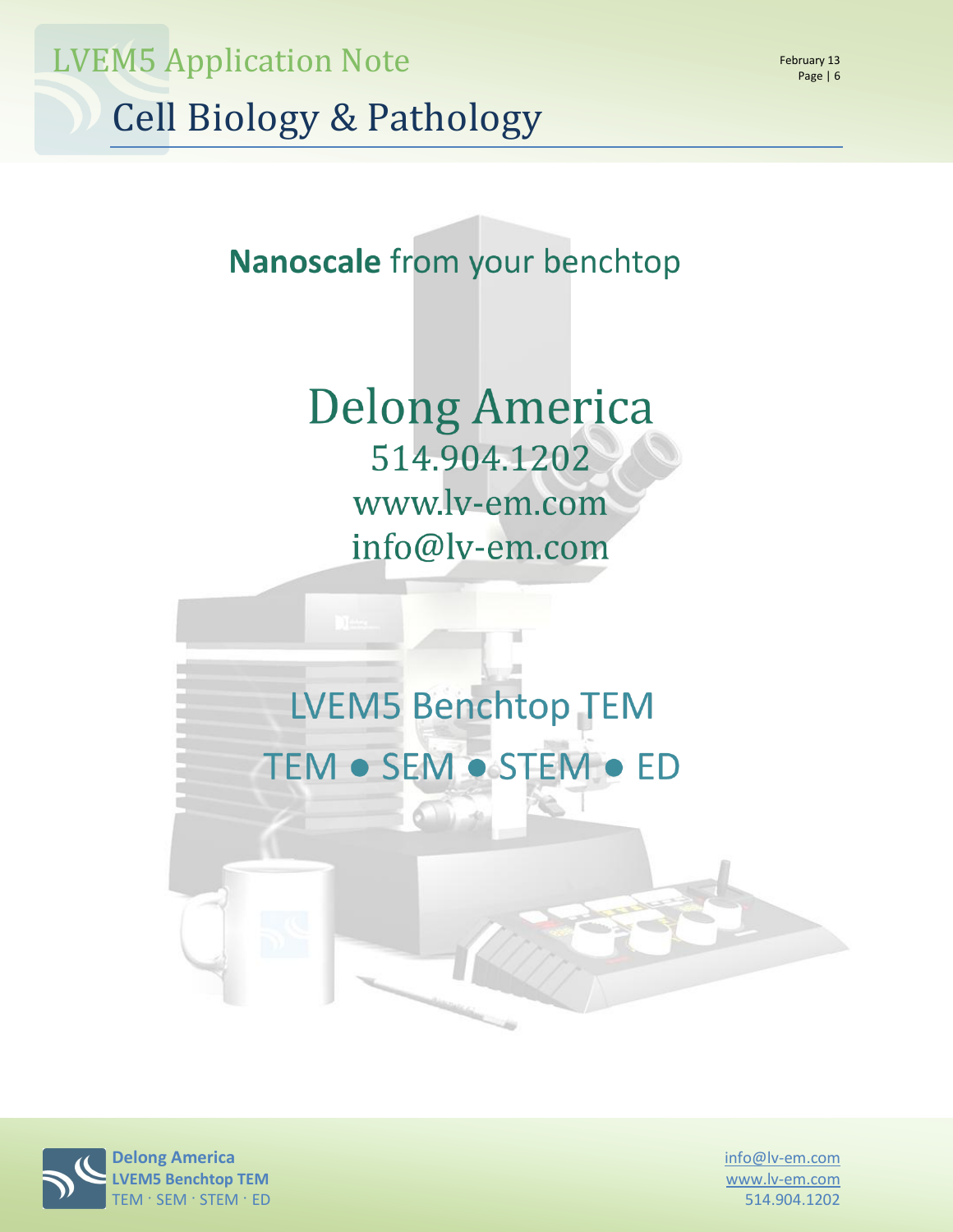**Nanoscale** from your benchtop

# Delong America

514.904.1202

www.lv-em.com

info@lv-em.com

## LVEM5 Benchtop TEM

TEM ● SEM ● STEM ● ED